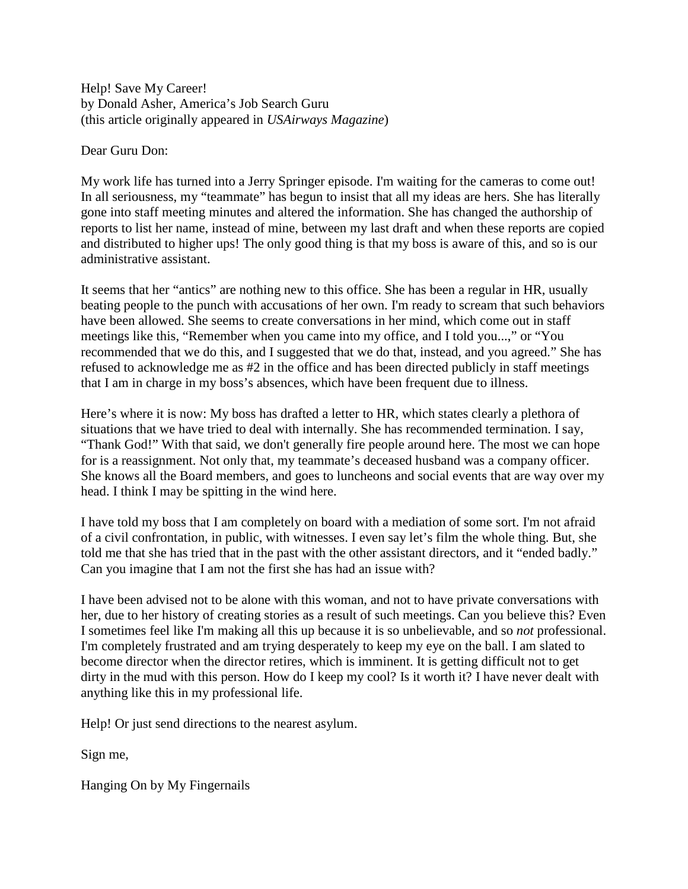Help! Save My Career!
by Donald Asher, America's Job Search Guru
(this article originally appeared in *USAirways Magazine*)

Dear Guru Don:

My work life has turned into a Jerry Springer episode. I'm waiting for the cameras to come out! In all seriousness, my "teammate" has begun to insist that all my ideas are hers. She has literally gone into staff meeting minutes and altered the information. She has changed the authorship of reports to list her name, instead of mine, between my last draft and when these reports are copied and distributed to higher ups! The only good thing is that my boss is aware of this, and so is our administrative assistant.

It seems that her "antics" are nothing new to this office. She has been a regular in HR, usually beating people to the punch with accusations of her own. I'm ready to scream that such behaviors have been allowed. She seems to create conversations in her mind, which come out in staff meetings like this, "Remember when you came into my office, and I told you...," or "You recommended that we do this, and I suggested that we do that, instead, and you agreed." She has refused to acknowledge me as #2 in the office and has been directed publicly in staff meetings that I am in charge in my boss's absences, which have been frequent due to illness.

Here's where it is now: My boss has drafted a letter to HR, which states clearly a plethora of situations that we have tried to deal with internally. She has recommended termination. I say, "Thank God!" With that said, we don't generally fire people around here. The most we can hope for is a reassignment. Not only that, my teammate's deceased husband was a company officer. She knows all the Board members, and goes to luncheons and social events that are way over my head. I think I may be spitting in the wind here.

I have told my boss that I am completely on board with a mediation of some sort. I'm not afraid of a civil confrontation, in public, with witnesses. I even say let's film the whole thing. But, she told me that she has tried that in the past with the other assistant directors, and it "ended badly." Can you imagine that I am not the first she has had an issue with?

I have been advised not to be alone with this woman, and not to have private conversations with her, due to her history of creating stories as a result of such meetings. Can you believe this? Even I sometimes feel like I'm making all this up because it is so unbelievable, and so *not* professional. I'm completely frustrated and am trying desperately to keep my eye on the ball. I am slated to become director when the director retires, which is imminent. It is getting difficult not to get dirty in the mud with this person. How do I keep my cool? Is it worth it? I have never dealt with anything like this in my professional life.

Help! Or just send directions to the nearest asylum.

Sign me,

Hanging On by My Fingernails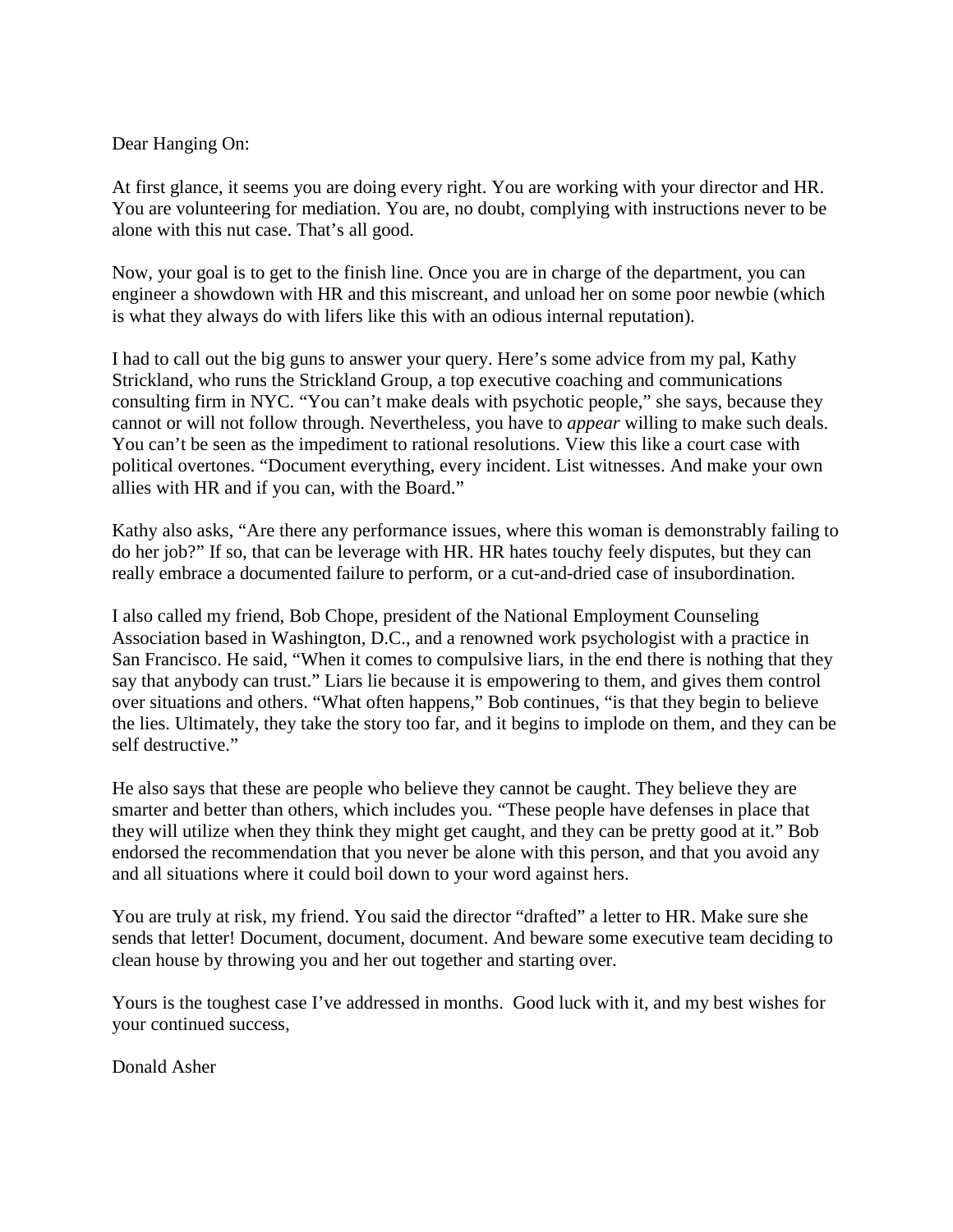Dear Hanging On:

At first glance, it seems you are doing every right. You are working with your director and HR. You are volunteering for mediation. You are, no doubt, complying with instructions never to be alone with this nut case. That's all good.

Now, your goal is to get to the finish line. Once you are in charge of the department, you can engineer a showdown with HR and this miscreant, and unload her on some poor newbie (which is what they always do with lifers like this with an odious internal reputation).

I had to call out the big guns to answer your query. Here's some advice from my pal, Kathy Strickland, who runs the Strickland Group, a top executive coaching and communications consulting firm in NYC. "You can't make deals with psychotic people," she says, because they cannot or will not follow through. Nevertheless, you have to *appear* willing to make such deals. You can't be seen as the impediment to rational resolutions. View this like a court case with political overtones. "Document everything, every incident. List witnesses. And make your own allies with HR and if you can, with the Board."

Kathy also asks, "Are there any performance issues, where this woman is demonstrably failing to do her job?" If so, that can be leverage with HR. HR hates touchy feely disputes, but they can really embrace a documented failure to perform, or a cut-and-dried case of insubordination.

I also called my friend, Bob Chope, president of the National Employment Counseling Association based in Washington, D.C., and a renowned work psychologist with a practice in San Francisco. He said, "When it comes to compulsive liars, in the end there is nothing that they say that anybody can trust." Liars lie because it is empowering to them, and gives them control over situations and others. "What often happens," Bob continues, "is that they begin to believe the lies. Ultimately, they take the story too far, and it begins to implode on them, and they can be self destructive."

He also says that these are people who believe they cannot be caught. They believe they are smarter and better than others, which includes you. "These people have defenses in place that they will utilize when they think they might get caught, and they can be pretty good at it." Bob endorsed the recommendation that you never be alone with this person, and that you avoid any and all situations where it could boil down to your word against hers.

You are truly at risk, my friend. You said the director "drafted" a letter to HR. Make sure she sends that letter! Document, document, document. And beware some executive team deciding to clean house by throwing you and her out together and starting over.

Yours is the toughest case I've addressed in months. Good luck with it, and my best wishes for your continued success,

Donald Asher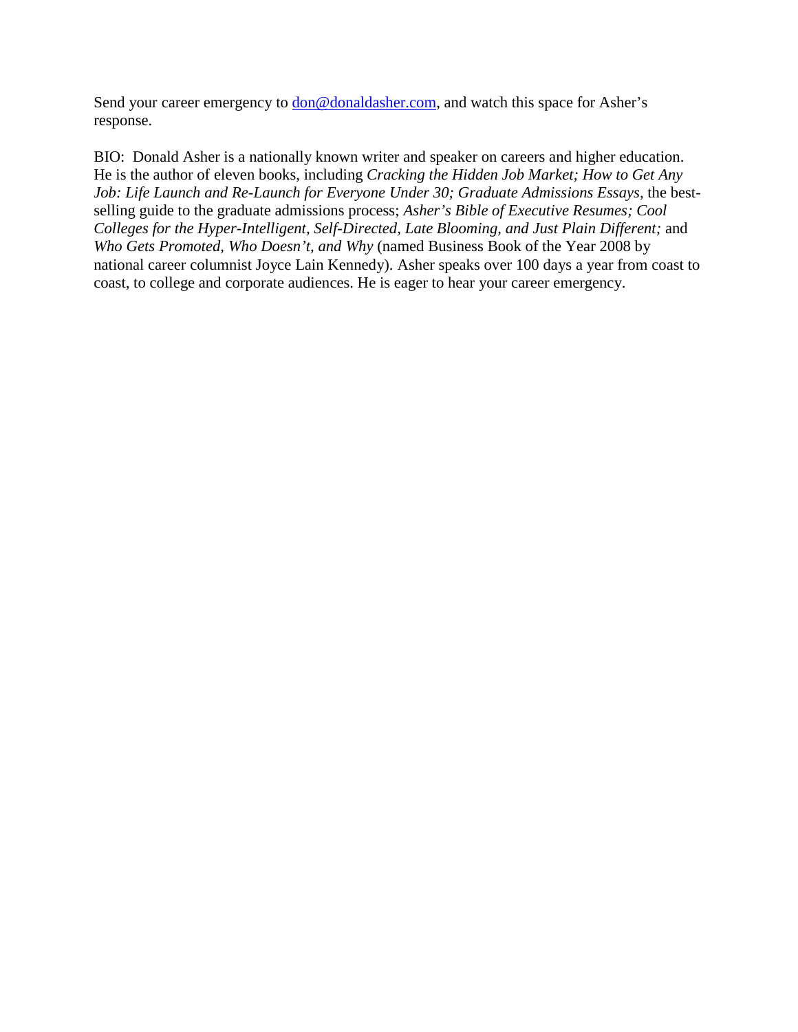Send your career emergency to [don@donaldasher.com](mailto:don@donaldasher.com), and watch this space for Asher's response.

BIO: Donald Asher is a nationally known writer and speaker on careers and higher education. He is the author of eleven books, including *Cracking the Hidden Job Market; How to Get Any Job: Life Launch and Re-Launch for Everyone Under 30; Graduate Admissions Essays,* the best-selling guide to the graduate admissions process; *Asher's Bible of Executive Resumes; Cool Colleges for the Hyper-Intelligent, Self-Directed, Late Blooming, and Just Plain Different;* and *Who Gets Promoted, Who Doesn't, and Why* (named Business Book of the Year 2008 by national career columnist Joyce Lain Kennedy). Asher speaks over 100 days a year from coast to coast, to college and corporate audiences. He is eager to hear your career emergency.